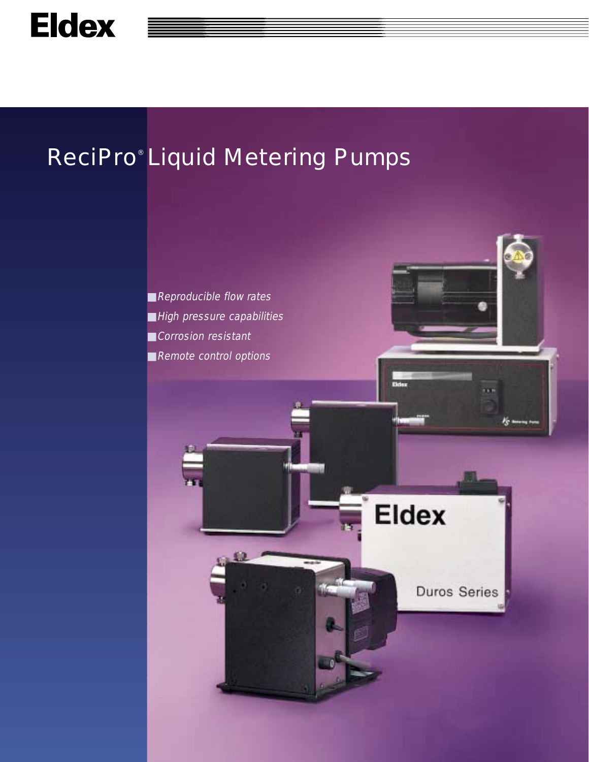Eldex

# ReciPro® Liquid Metering Pumps

- *Reproducible flow rates*
- *High pressure capabilities*
- *Corrosion resistant*
- *Remote control options*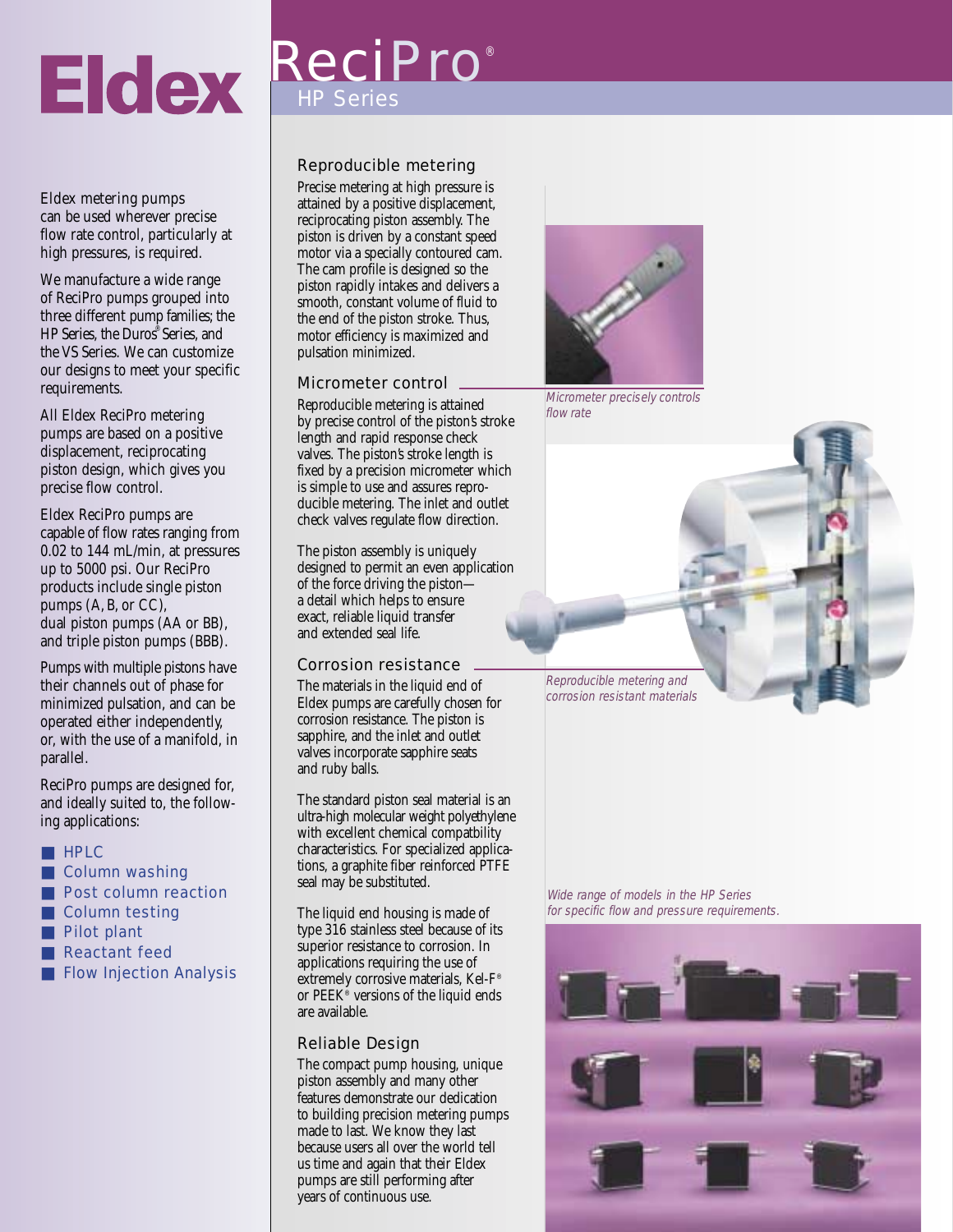# Eldex

# ReciPro®

## HP Series

Eldex metering pumps can be used wherever precise flow rate control, particularly at high pressures, is required.

We manufacture a wide range of ReciPro pumps grouped into three different pump families; the HP Series, the Duros® Series, and the VS Series. We can customize our designs to meet your specific requirements.

All Eldex ReciPro metering pumps are based on a positive displacement, reciprocating piston design, which gives you precise flow control.

Eldex ReciPro pumps are capable of flow rates ranging from 0.02 to 144 mL/min, at pressures up to 5000 psi. Our ReciPro products include single piston pumps (A, B, or CC), dual piston pumps (AA or BB), and triple piston pumps (BBB).

Pumps with multiple pistons have their channels out of phase for minimized pulsation, and can be operated either independently, or, with the use of a manifold, in parallel.

ReciPro pumps are designed for, and ideally suited to, the following applications:

- HPLC
- Column washing
- Post column reaction
- Column testing
- Pilot plant
- Reactant feed
- Flow Injection Analysis

### Reproducible metering

Precise metering at high pressure is attained by a positive displacement, reciprocating piston assembly. The piston is driven by a constant speed motor via a specially contoured cam. The cam profile is designed so the piston rapidly intakes and delivers a smooth, constant volume of fluid to the end of the piston stroke. Thus, motor efficiency is maximized and pulsation minimized.

### Micrometer control

Reproducible metering is attained by precise control of the piston's stroke length and rapid response check valves. The piston's stroke length is fixed by a precision micrometer which is simple to use and assures reproducible metering. The inlet and outlet check valves regulate flow direction.

The piston assembly is uniquely designed to permit an even application of the force driving the piston—a detail which helps to ensure exact, reliable liquid transfer and extended seal life.

*Micrometer precisely controls flow rate*

### Corrosion resistance

The materials in the liquid end of Eldex pumps are carefully chosen for corrosion resistance. The piston is sapphire, and the inlet and outlet valves incorporate sapphire seats and ruby balls.

The standard piston seal material is an ultra-high molecular weight polyethylene with excellent chemical compatbility characteristics. For specialized applications, a graphite fiber reinforced PTFE seal may be substituted.

The liquid end housing is made of type 316 stainless steel because of its superior resistance to corrosion. In applications requiring the use of extremely corrosive materials, Kel-F® or PEEK® versions of the liquid ends are available.

*Reproducible metering and corrosion resistant materials*

### Reliable Design

The compact pump housing, unique piston assembly and many other features demonstrate our dedication to building precision metering pumps made to last. We know they last because users all over the world tell us time and again that their Eldex pumps are still performing after years of continuous use.

*Wide range of models in the HP Series for specific flow and pressure requirements.*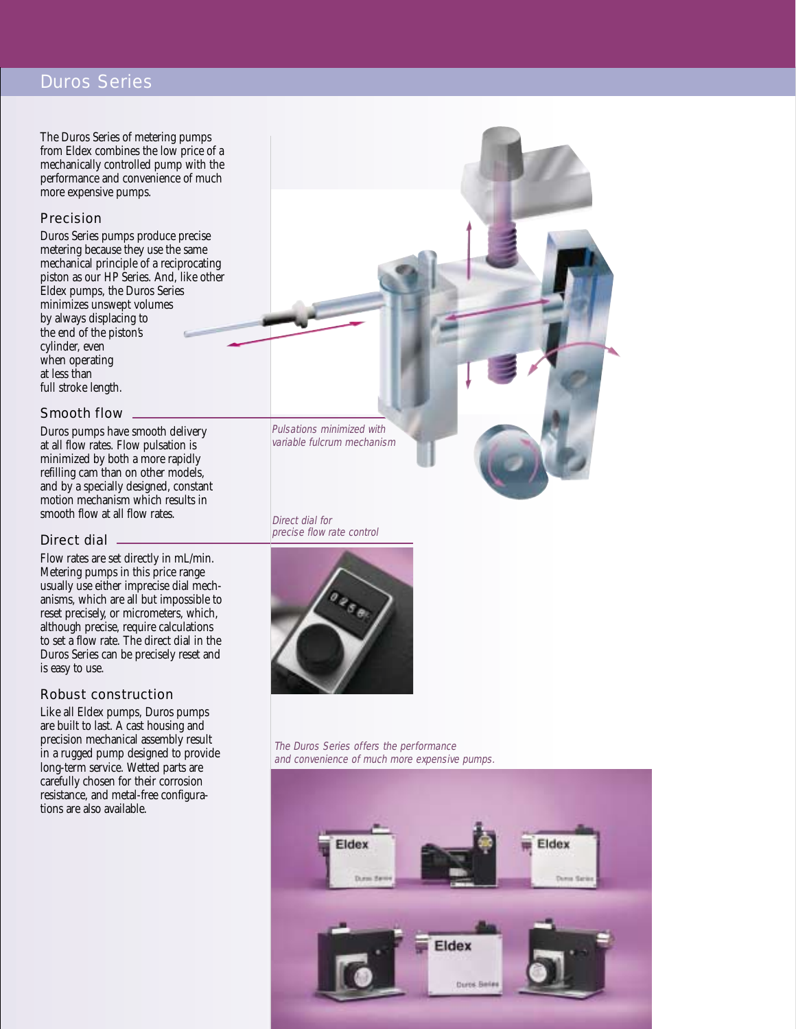# Duros Series

The Duros Series of metering pumps from Eldex combines the low price of a mechanically controlled pump with the performance and convenience of much more expensive pumps.

## Precision

Duros Series pumps produce precise metering because they use the same mechanical principle of a reciprocating piston as our HP Series. And, like other Eldex pumps, the Duros Series minimizes unswept volumes by always displacing to the end of the piston's cylinder, even when operating at less than full stroke length.

## Smooth flow

Duros pumps have smooth delivery at all flow rates. Flow pulsation is minimized by both a more rapidly refilling cam than on other models, and by a specially designed, constant motion mechanism which results in smooth flow at all flow rates.

## Direct dial

Flow rates are set directly in mL/min. Metering pumps in this price range usually use either imprecise dial mechanisms, which are all but impossible to reset precisely, or micrometers, which, although precise, require calculations to set a flow rate. The direct dial in the Duros Series can be precisely reset and is easy to use.

## Robust construction

Like all Eldex pumps, Duros pumps are built to last. A cast housing and precision mechanical assembly result in a rugged pump designed to provide long-term service. Wetted parts are carefully chosen for their corrosion resistance, and metal-free configurations are also available.

*Pulsations minimized with variable fulcrum mechanism*

*Direct dial for precise flow rate control*

*The Duros Series offers the performance and convenience of much more expensive pumps.*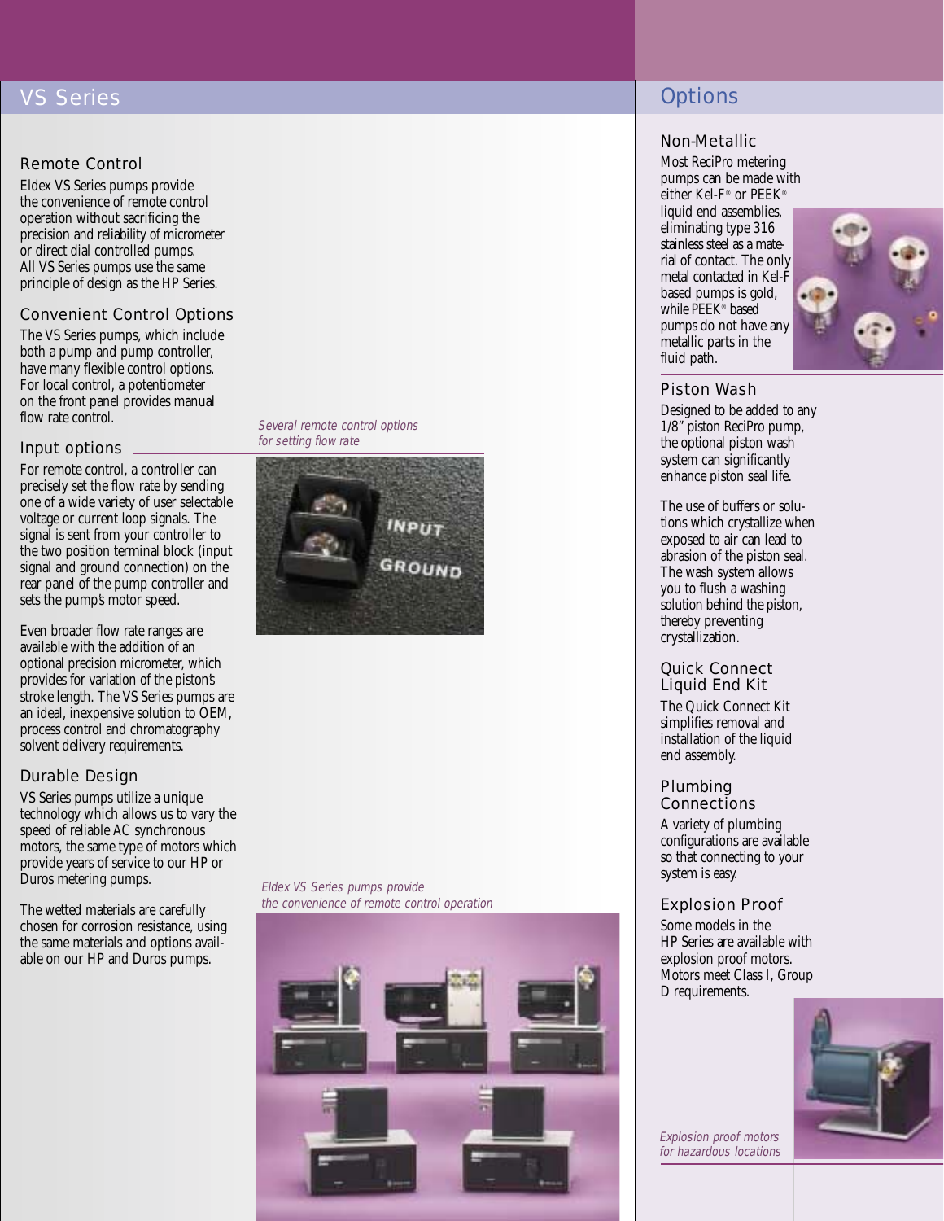## VS Series

### Remote Control

Eldex VS Series pumps provide the convenience of remote control operation without sacrificing the precision and reliability of micrometer or direct dial controlled pumps. All VS Series pumps use the same principle of design as the HP Series.

### Convenient Control Options

The VS Series pumps, which include both a pump and pump controller, have many flexible control options. For local control, a potentiometer on the front panel provides manual flow rate control.

### Input options

For remote control, a controller can precisely set the flow rate by sending one of a wide variety of user selectable voltage or current loop signals. The signal is sent from your controller to the two position terminal block (input signal and ground connection) on the rear panel of the pump controller and sets the pump's motor speed.

Even broader flow rate ranges are available with the addition of an optional precision micrometer, which provides for variation of the piston's stroke length. The VS Series pumps are an ideal, inexpensive solution to OEM, process control and chromatography solvent delivery requirements.

### Durable Design

VS Series pumps utilize a unique technology which allows us to vary the speed of reliable AC synchronous motors, the same type of motors which provide years of service to our HP or Duros metering pumps.

The wetted materials are carefully chosen for corrosion resistance, using the same materials and options available on our HP and Duros pumps.

*Several remote control options for setting flow rate*

*Eldex VS Series pumps provide the convenience of remote control operation*

## Options

### Non-Metallic

Most ReciPro metering pumps can be made with either Kel-F® or PEEK® liquid end assemblies, eliminating type 316 stainless steel as a material of contact. The only metal contacted in Kel-F based pumps is gold, while PEEK® based pumps do not have any metallic parts in the fluid path.

### Piston Wash

Designed to be added to any 1/8" piston ReciPro pump, the optional piston wash system can significantly enhance piston seal life.

The use of buffers or solutions which crystallize when exposed to air can lead to abrasion of the piston seal. The wash system allows you to flush a washing solution behind the piston, thereby preventing crystallization.

### Quick Connect Liquid End Kit

The Quick Connect Kit simplifies removal and installation of the liquid end assembly.

### Plumbing Connections

A variety of plumbing configurations are available so that connecting to your system is easy.

### Explosion Proof

Some models in the HP Series are available with explosion proof motors. Motors meet Class I, Group D requirements.

*Explosion proof motors for hazardous locations*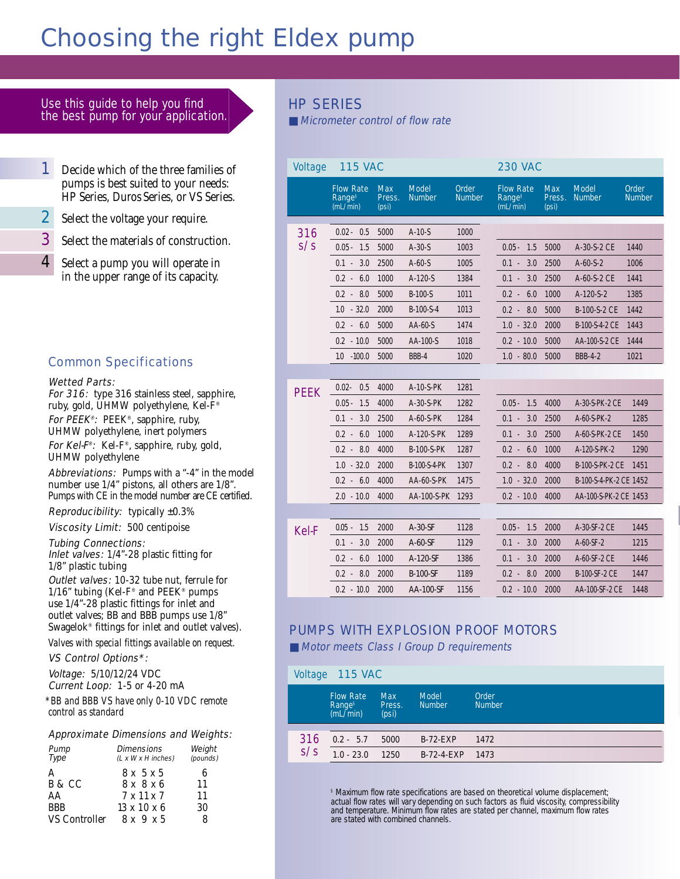# Choosing the right Eldex pump

Use this guide to help you find the best pump for your application.

1. Decide which of the three families of pumps is best suited to your needs: HP Series, Duros Series, or VS Series.
2. Select the voltage your require.
3. Select the materials of construction.
4. Select a pump you will operate in in the upper range of its capacity.

## Common Specifications

*Wetted Parts:*
*For 316:* type 316 stainless steel, sapphire, ruby, gold, UHMW polyethylene, Kel-F®
*For PEEK®:* PEEK®, sapphire, ruby, UHMW polyethylene, inert polymers
*For Kel-F®:* Kel-F®, sapphire, ruby, gold, UHMW polyethylene

*Abbreviations:* Pumps with a "-4" in the model number use 1/4" pistons, all others are 1/8". Pumps with CE in the model number are CE certified.

*Reproducibility:* typically ±0.3%

*Viscosity Limit:* 500 centipoise

*Tubing Connections:*
*Inlet valves:* 1/4"-28 plastic fitting for 1/8" plastic tubing
*Outlet valves:* 10-32 tube nut, ferrule for 1/16" tubing (Kel-F® and PEEK® pumps use 1/4"-28 plastic fittings for inlet and outlet valves; BB and BBB pumps use 1/8" Swagelok® fittings for inlet and outlet valves).

*Valves with special fittings available on request.*

*VS Control Options\*:*
*Voltage:* 5/10/12/24 VDC
*Current Loop:* 1-5 or 4-20 mA

*\*BB and BBB VS have only 0-10 VDC remote control as standard*

*Approximate Dimensions and Weights:*

| Pump Type | Dimensions (L x W x H inches) | Weight (pounds) |
|---|---|---|
| A | 8 x 5 x 5 | 6 |
| B & CC | 8 x 8 x 6 | 11 |
| AA | 7 x 11 x 7 | 11 |
| BBB | 13 x 10 x 6 | 30 |
| VS Controller | 8 x 9 x 5 | 8 |

## HP SERIES

*Micrometer control of flow rate*

| | 115 VAC | | | | 230 VAC | | | |
|---|---|---|---|---|---|---|---|---|
| | Flow Rate Range§ (mL/min) | Max Press. (psi) | Model Number | Order Number | Flow Rate Range§ (mL/min) | Max Press. (psi) | Model Number | Order Number |
| 316 s/s | 0.02 - 0.5 | 5000 | A-10-S | 1000 | | | | |
| | 0.05 - 1.5 | 5000 | A-30-S | 1003 | 0.05 - 1.5 | 5000 | A-30-S-2 CE | 1440 |
| | 0.1 - 3.0 | 2500 | A-60-S | 1005 | 0.1 - 3.0 | 2500 | A-60-S-2 | 1006 |
| | 0.2 - 6.0 | 1000 | A-120-S | 1384 | 0.1 - 3.0 | 2500 | A-60-S-2 CE | 1441 |
| | 0.2 - 8.0 | 5000 | B-100-S | 1011 | 0.2 - 6.0 | 1000 | A-120-S-2 | 1385 |
| | 1.0 - 32.0 | 2000 | B-100-S-4 | 1013 | 0.2 - 8.0 | 5000 | B-100-S-2 CE | 1442 |
| | 0.2 - 6.0 | 5000 | AA-60-S | 1474 | 1.0 - 32.0 | 2000 | B-100-S-4-2 CE | 1443 |
| | 0.2 - 10.0 | 5000 | AA-100-S | 1018 | 0.2 - 10.0 | 5000 | AA-100-S-2 CE | 1444 |
| | 10 - 100.0 | 5000 | BBB-4 | 1020 | 1.0 - 80.0 | 5000 | BBB-4-2 | 1021 |
| PEEK | 0.02 - 0.5 | 4000 | A-10-S-PK | 1281 | | | | |
| | 0.05 - 1.5 | 4000 | A-30-S-PK | 1282 | 0.05 - 1.5 | 4000 | A-30-S-PK-2 CE | 1449 |
| | 0.1 - 3.0 | 2500 | A-60-S-PK | 1284 | 0.1 - 3.0 | 2500 | A-60-S-PK-2 | 1285 |
| | 0.2 - 6.0 | 1000 | A-120-S-PK | 1289 | 0.1 - 3.0 | 2500 | A-60-S-PK-2 CE | 1450 |
| | 0.2 - 8.0 | 4000 | B-100-S-PK | 1287 | 0.2 - 6.0 | 1000 | A-120-S-PK-2 | 1290 |
| | 1.0 - 32.0 | 2000 | B-100-S-4-PK | 1307 | 0.2 - 8.0 | 4000 | B-100-S-PK-2 CE | 1451 |
| | 0.2 - 6.0 | 4000 | AA-60-S-PK | 1475 | 1.0 - 32.0 | 2000 | B-100-S-4-PK-2 CE | 1452 |
| | 2.0 - 10.0 | 4000 | AA-100-S-PK | 1293 | 0.2 - 10.0 | 4000 | AA-100-S-PK-2 CE | 1453 |
| Kel-F | 0.05 - 1.5 | 2000 | A-30-SF | 1128 | 0.05 - 1.5 | 2000 | A-30-SF-2 CE | 1445 |
| | 0.1 - 3.0 | 2000 | A-60-SF | 1129 | 0.1 - 3.0 | 2000 | A-60-SF-2 | 1215 |
| | 0.2 - 6.0 | 1000 | A-120-SF | 1386 | 0.1 - 3.0 | 2000 | A-60-SF-2 CE | 1446 |
| | 0.2 - 8.0 | 2000 | B-100-SF | 1189 | 0.2 - 8.0 | 2000 | B-100-SF-2 CE | 1447 |
| | 0.2 - 10.0 | 2000 | AA-100-SF | 1156 | 0.2 - 10.0 | 2000 | AA-100-SF-2 CE | 1448 |

## PUMPS WITH EXPLOSION PROOF MOTORS

*Motor meets Class I Group D requirements*

| | 115 VAC | | | |
|---|---|---|---|---|
| | Flow Rate Range§ (mL/min) | Max Press. (psi) | Model Number | Order Number |
| 316 s/s | 0.2 - 5.7 | 5000 | B-72-EXP | 1472 |
| | 1.0 - 23.0 | 1250 | B-72-4-EXP | 1473 |

§ Maximum flow rate specifications are based on theoretical volume displacement; actual flow rates will vary depending on such factors as fluid viscosity, compressibility and temperature. Minimum flow rates are stated per channel, maximum flow rates are stated with combined channels.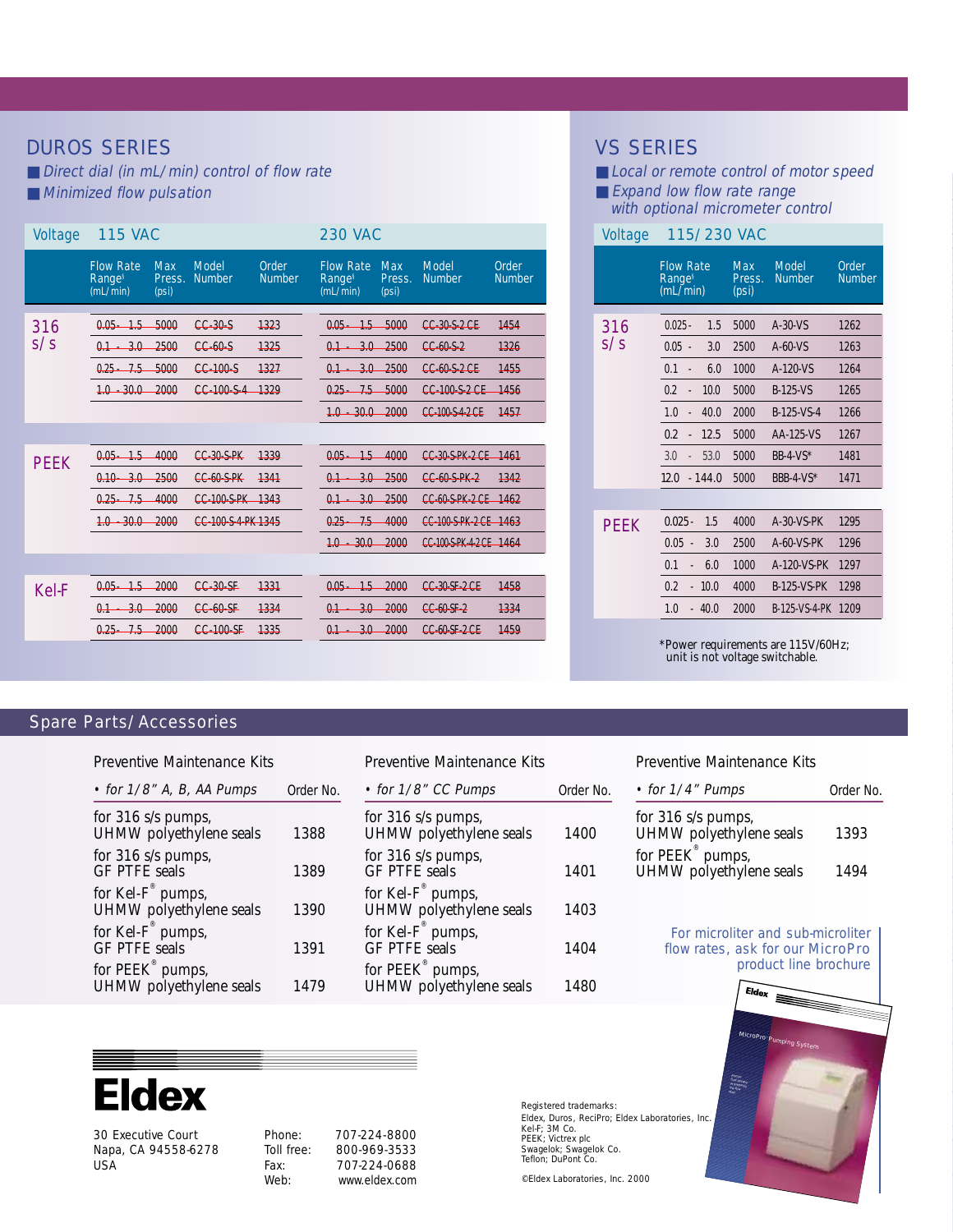## DUROS SERIES

- Direct dial (in mL/min) control of flow rate
- Minimized flow pulsation

| Voltage | 115 VAC | | | | 230 VAC | | | |
|---|---|---|---|---|---|---|---|---|
| | Flow Rate Range[§] (mL/min) | Max Press. (psi) | Model Number | Order Number | Flow Rate Range[§] (mL/min) | Max Press. (psi) | Model Number | Order Number |
| 316 s/s | ~~0.05 - 1.5~~ | ~~5000~~ | ~~CC-30-S~~ | ~~1323~~ | ~~0.05 - 1.5~~ | ~~5000~~ | ~~CC-30-S-2 CE~~ | ~~1454~~ |
| | ~~0.1 - 3.0~~ | ~~2500~~ | ~~CC-60-S~~ | ~~1325~~ | ~~0.1 - 3.0~~ | ~~2500~~ | ~~CC-60-S-2~~ | ~~1326~~ |
| | 0.25 - 7.5 | 5000 | CC-100-S | 1327 | ~~0.1 - 3.0~~ | ~~2500~~ | ~~CC-60-S-2 CE~~ | ~~1455~~ |
| | ~~1.0 - 30.0~~ | ~~2000~~ | ~~CC-100-S-4~~ | ~~1329~~ | ~~0.25 - 7.5~~ | ~~5000~~ | ~~CC-100-S-2 CE~~ | ~~1456~~ |
| | | | | | ~~1.0 - 30.0~~ | ~~2000~~ | ~~CC-100-S-4-2 CE~~ | ~~1457~~ |
| PEEK | ~~0.05 - 1.5~~ | ~~4000~~ | ~~CC-30-S-PK~~ | ~~1339~~ | ~~0.05 - 1.5~~ | ~~4000~~ | ~~CC-30-S-PK-2 CE~~ | ~~1461~~ |
| | ~~0.10 - 3.0~~ | ~~2500~~ | ~~CC-60-S-PK~~ | ~~1341~~ | ~~0.1 - 3.0~~ | ~~2500~~ | ~~CC-60-S-PK-2~~ | ~~1342~~ |
| | ~~0.25 - 7.5~~ | ~~4000~~ | ~~CC-100-S-PK~~ | ~~1343~~ | ~~0.1 - 3.0~~ | ~~2500~~ | ~~CC-60-S-PK-2 CE~~ | ~~1462~~ |
| | ~~1.0 - 30.0~~ | ~~2000~~ | ~~CC-100-S-4-PK 1345~~ | | ~~0.25 - 7.5~~ | ~~4000~~ | ~~CC-100-S-PK-2 CE~~ | ~~1463~~ |
| | | | | | 1.0 - 30.0 | 2000 | CC-100-S-PK-4-2 CE | 1464 |
| Kel-F | ~~0.05 - 1.5~~ | ~~2000~~ | ~~CC-30-SF~~ | ~~1331~~ | ~~0.05 - 1.5~~ | ~~2000~~ | ~~CC-30-SF-2 CE~~ | ~~1458~~ |
| | ~~0.1 - 3.0~~ | ~~2000~~ | ~~CC-60-SF~~ | ~~1334~~ | ~~0.1 - 3.0~~ | ~~2000~~ | ~~CC-60-SF-2~~ | ~~1334~~ |
| | 0.25 - 7.5 | 2000 | CC-100-SF | 1335 | 0.1 - 3.0 | 2000 | CC-60-SF-2 CE | 1459 |

## VS SERIES

- Local or remote control of motor speed
- Expand low flow range with optional micrometer control

| Voltage | 115/230 VAC | | | |
|---|---|---|---|---|
| | Flow Rate Range[§] (mL/min) | Max Press. (psi) | Model Number | Order Number |
| 316 s/s | 0.025 - 1.5 | 5000 | A-30-VS | 1262 |
| | 0.05 - 3.0 | 2500 | A-60-VS | 1263 |
| | 0.1 - 6.0 | 1000 | A-120-VS | 1264 |
| | 0.2 - 10.0 | 5000 | B-125-VS | 1265 |
| | 1.0 - 40.0 | 2000 | B-125-VS-4 | 1266 |
| | 0.2 - 12.5 | 5000 | AA-125-VS | 1267 |
| | 3.0 - 53.0 | 5000 | BB-4-VS* | 1481 |
| | 12.0 - 144.0 | 5000 | BBB-4-VS* | 1471 |
| PEEK | 0.025 - 1.5 | 4000 | A-30-VS-PK | 1295 |
| | 0.05 - 3.0 | 2500 | A-60-VS-PK | 1296 |
| | 0.1 - 6.0 | 1000 | A-120-VS-PK | 1297 |
| | 0.2 - 10.0 | 4000 | B-125-VS-PK | 1298 |
| | 1.0 - 40.0 | 2000 | B-125-VS-4-PK | 1209 |

*Power requirements are 115V/60Hz; unit is not voltage switchable.

## Spare Parts/Accessories

### Preventive Maintenance Kits

| • for 1/8" A, B, AA Pumps | Order No. |
|---|---|
| for 316 s/s pumps, UHMW polyethylene seals | 1388 |
| for 316 s/s pumps, GF PTFE seals | 1389 |
| for Kel-F® pumps, UHMW polyethylene seals | 1390 |
| for Kel-F® pumps, GF PTFE seals | 1391 |
| for PEEK® pumps, UHMW polyethylene seals | 1479 |

### Preventive Maintenance Kits

| • for 1/8" CC Pumps | Order No. |
|---|---|
| for 316 s/s pumps, UHMW polyethylene seals | 1400 |
| for 316 s/s pumps, GF PTFE seals | 1401 |
| for Kel-F® pumps, UHMW polyethylene seals | 1403 |
| for Kel-F® pumps, GF PTFE seals | 1404 |
| for PEEK® pumps, UHMW polyethylene seals | 1480 |

### Preventive Maintenance Kits

| • for 1/4" Pumps | Order No. |
|---|---|
| for 316 s/s pumps, UHMW polyethylene seals | 1393 |
| for PEEK® pumps, UHMW polyethylene seals | 1494 |

For microliter and sub-microliter flow rates, ask for our MicroPro product line brochure

**Eldex**

30 Executive Court
Napa, CA 94558-6278
USA

Phone: 707-224-8800
Toll free: 800-969-3533
Fax: 707-224-0688
Web: www.eldex.com

Registered trademarks:
Eldex, Duros, ReciPro; Eldex Laboratories, Inc.
Kel-F; 3M Co.
PEEK; Victrex plc
Swagelok; Swagelok Co.
Teflon; DuPont Co.

©Eldex Laboratories, Inc. 2000